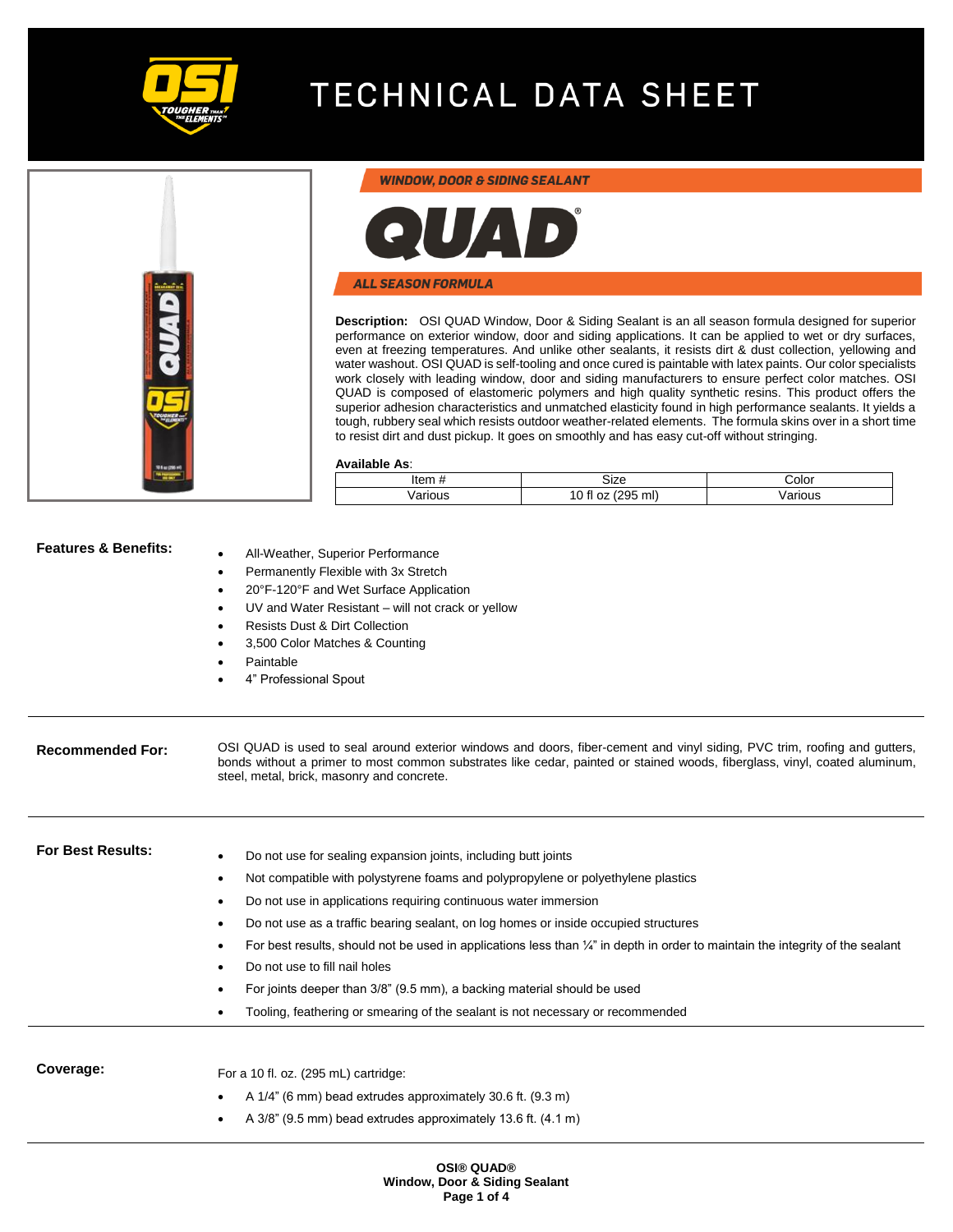# TECHNICAL DATA SHEET

## WINDOW, DOOR & SIDING SEALANT

# QUAD®

## ALL SEASON FORMULA

**Description:** OSI QUAD Window, Door & Siding Sealant is an all season formula designed for superior performance on exterior window, door and siding applications. It can be applied to wet or dry surfaces, even at freezing temperatures. And unlike other sealants, it resists dirt & dust collection, yellowing and water washout. OSI QUAD is self-tooling and once cured is paintable with latex paints. Our color specialists work closely with leading window, door and siding manufacturers to ensure perfect color matches. OSI QUAD is composed of elastomeric polymers and high quality synthetic resins. This product offers the superior adhesion characteristics and unmatched elasticity found in high performance sealants. It yields a tough, rubbery seal which resists outdoor weather-related elements. The formula skins over in a short time to resist dirt and dust pickup. It goes on smoothly and has easy cut-off without stringing.

**Available As**:

| Item # | Size | Color |
|---|---|---|
| Various | 10 fl oz (295 ml) | Various |

**Features & Benefits:**

- All-Weather, Superior Performance
- Permanently Flexible with 3x Stretch
- 20°F-120°F and Wet Surface Application
- UV and Water Resistant – will not crack or yellow
- Resists Dust & Dirt Collection
- 3,500 Color Matches & Counting
- Paintable
- 4" Professional Spout

**Recommended For:**

OSI QUAD is used to seal around exterior windows and doors, fiber-cement and vinyl siding, PVC trim, roofing and gutters, bonds without a primer to most common substrates like cedar, painted or stained woods, fiberglass, vinyl, coated aluminum, steel, metal, brick, masonry and concrete.

**For Best Results:**

- Do not use for sealing expansion joints, including butt joints
- Not compatible with polystyrene foams and polypropylene or polyethylene plastics
- Do not use in applications requiring continuous water immersion
- Do not use as a traffic bearing sealant, on log homes or inside occupied structures
- For best results, should not be used in applications less than ¼" in depth in order to maintain the integrity of the sealant
- Do not use to fill nail holes
- For joints deeper than 3/8" (9.5 mm), a backing material should be used
- Tooling, feathering or smearing of the sealant is not necessary or recommended

**Coverage:**

For a 10 fl. oz. (295 mL) cartridge:

- A 1/4" (6 mm) bead extrudes approximately 30.6 ft. (9.3 m)
- A 3/8" (9.5 mm) bead extrudes approximately 13.6 ft. (4.1 m)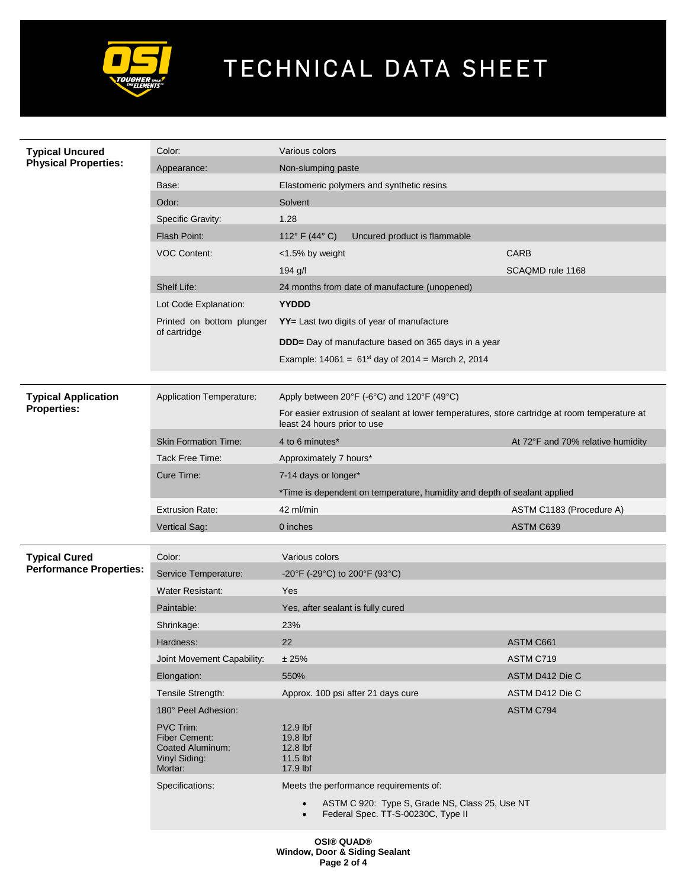# TECHNICAL DATA SHEET

## Typical Uncured Physical Properties:

| Property | Value | Reference |
|---|---|---|
| Color: | Various colors | |
| Appearance: | Non-slumping paste | |
| Base: | Elastomeric polymers and synthetic resins | |
| Odor: | Solvent | |
| Specific Gravity: | 1.28 | |
| Flash Point: | 112° F (44° C) Uncured product is flammable | |
| VOC Content: | <1.5% by weight | CARB |
| | 194 g/l | SCAQMD rule 1168 |
| Shelf Life: | 24 months from date of manufacture (unopened) | |
| Lot Code Explanation: | **YYDDD** | |
| Printed on bottom plunger of cartridge | **YY=** Last two digits of year of manufacture | |
| | **DDD=** Day of manufacture based on 365 days in a year | |
| | Example: 14061 = 61st day of 2014 = March 2, 2014 | |

## Typical Application Properties:

| Property | Value | Reference |
|---|---|---|
| Application Temperature: | Apply between 20°F (-6°C) and 120°F (49°C) | |
| | For easier extrusion of sealant at lower temperatures, store cartridge at room temperature at least 24 hours prior to use | |
| Skin Formation Time: | 4 to 6 minutes* | At 72°F and 70% relative humidity |
| Tack Free Time: | Approximately 7 hours* | |
| Cure Time: | 7-14 days or longer* | |
| | *Time is dependent on temperature, humidity and depth of sealant applied | |
| Extrusion Rate: | 42 ml/min | ASTM C1183 (Procedure A) |
| Vertical Sag: | 0 inches | ASTM C639 |

## Typical Cured Performance Properties:

| Property | Value | Reference |
|---|---|---|
| Color: | Various colors | |
| Service Temperature: | -20°F (-29°C) to 200°F (93°C) | |
| Water Resistant: | Yes | |
| Paintable: | Yes, after sealant is fully cured | |
| Shrinkage: | 23% | |
| Hardness: | 22 | ASTM C661 |
| Joint Movement Capability: | ± 25% | ASTM C719 |
| Elongation: | 550% | ASTM D412 Die C |
| Tensile Strength: | Approx. 100 psi after 21 days cure | ASTM D412 Die C |
| 180° Peel Adhesion: | | ASTM C794 |
| PVC Trim: | 12.9 lbf | |
| Fiber Cement: | 19.8 lbf | |
| Coated Aluminum: | 12.8 lbf | |
| Vinyl Siding: | 11.5 lbf | |
| Mortar: | 17.9 lbf | |
| Specifications: | Meets the performance requirements of: | |

- ASTM C 920: Type S, Grade NS, Class 25, Use NT
- Federal Spec. TT-S-00230C, Type II

**OSI® QUAD®**
**Window, Door & Siding Sealant**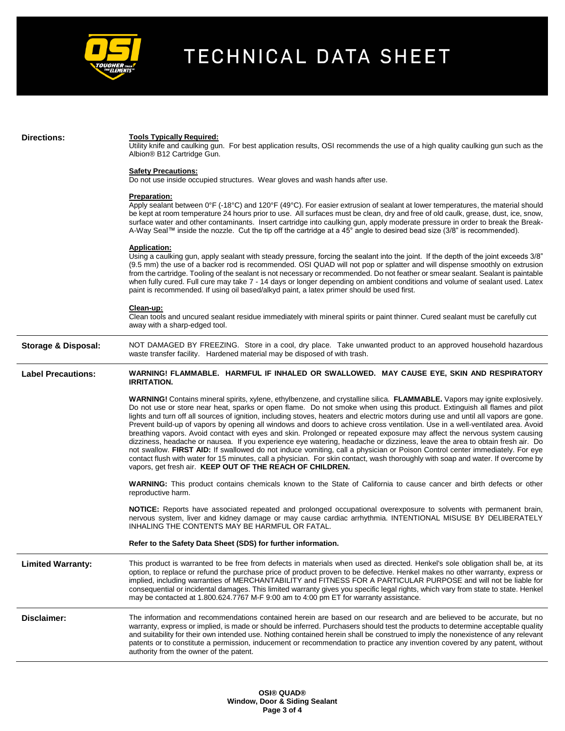# TECHNICAL DATA SHEET

## Directions:

**Tools Typically Required:**
Utility knife and caulking gun. For best application results, OSI recommends the use of a high quality caulking gun such as the Albion® B12 Cartridge Gun.

**Safety Precautions:**
Do not use inside occupied structures. Wear gloves and wash hands after use.

**Preparation:**
Apply sealant between 0°F (-18°C) and 120°F (49°C). For easier extrusion of sealant at lower temperatures, the material should be kept at room temperature 24 hours prior to use. All surfaces must be clean, dry and free of old caulk, grease, dust, ice, snow, surface water and other contaminants. Insert cartridge into caulking gun, apply moderate pressure in order to break the Break-A-Way Seal™ inside the nozzle. Cut the tip off the cartridge at a 45° angle to desired bead size (3/8" is recommended).

**Application:**
Using a caulking gun, apply sealant with steady pressure, forcing the sealant into the joint. If the depth of the joint exceeds 3/8" (9.5 mm) the use of a backer rod is recommended. OSI QUAD will not pop or splatter and will dispense smoothly on extrusion from the cartridge. Tooling of the sealant is not necessary or recommended. Do not feather or smear sealant. Sealant is paintable when fully cured. Full cure may take 7 - 14 days or longer depending on ambient conditions and volume of sealant used. Latex paint is recommended. If using oil based/alkyd paint, a latex primer should be used first.

**Clean-up:**
Clean tools and uncured sealant residue immediately with mineral spirits or paint thinner. Cured sealant must be carefully cut away with a sharp-edged tool.

## Storage & Disposal:

NOT DAMAGED BY FREEZING. Store in a cool, dry place. Take unwanted product to an approved household hazardous waste transfer facility. Hardened material may be disposed of with trash.

## Label Precautions:

**WARNING! FLAMMABLE. HARMFUL IF INHALED OR SWALLOWED. MAY CAUSE EYE, SKIN AND RESPIRATORY IRRITATION.**

**WARNING!** Contains mineral spirits, xylene, ethylbenzene, and crystalline silica. **FLAMMABLE.** Vapors may ignite explosively. Do not use or store near heat, sparks or open flame. Do not smoke when using this product. Extinguish all flames and pilot lights and turn off all sources of ignition, including stoves, heaters and electric motors during use and until all vapors are gone. Prevent build-up of vapors by opening all windows and doors to achieve cross ventilation. Use in a well-ventilated area. Avoid breathing vapors. Avoid contact with eyes and skin. Prolonged or repeated exposure may affect the nervous system causing dizziness, headache or nausea. If you experience eye watering, headache or dizziness, leave the area to obtain fresh air. Do not swallow. **FIRST AID:** If swallowed do not induce vomiting, call a physician or Poison Control center immediately. For eye contact flush with water for 15 minutes, call a physician. For skin contact, wash thoroughly with soap and water. If overcome by vapors, get fresh air. **KEEP OUT OF THE REACH OF CHILDREN.**

**WARNING:** This product contains chemicals known to the State of California to cause cancer and birth defects or other reproductive harm.

**NOTICE:** Reports have associated repeated and prolonged occupational overexposure to solvents with permanent brain, nervous system, liver and kidney damage or may cause cardiac arrhythmia. INTENTIONAL MISUSE BY DELIBERATELY INHALING THE CONTENTS MAY BE HARMFUL OR FATAL.

**Refer to the Safety Data Sheet (SDS) for further information.**

## Limited Warranty:

This product is warranted to be free from defects in materials when used as directed. Henkel's sole obligation shall be, at its option, to replace or refund the purchase price of product proven to be defective. Henkel makes no other warranty, express or implied, including warranties of MERCHANTABILITY and FITNESS FOR A PARTICULAR PURPOSE and will not be liable for consequential or incidental damages. This limited warranty gives you specific legal rights, which vary from state to state. Henkel may be contacted at 1.800.624.7767 M-F 9:00 am to 4:00 pm ET for warranty assistance.

## Disclaimer:

The information and recommendations contained herein are based on our research and are believed to be accurate, but no warranty, express or implied, is made or should be inferred. Purchasers should test the products to determine acceptable quality and suitability for their own intended use. Nothing contained herein shall be construed to imply the nonexistence of any relevant patents or to constitute a permission, inducement or recommendation to practice any invention covered by any patent, without authority from the owner of the patent.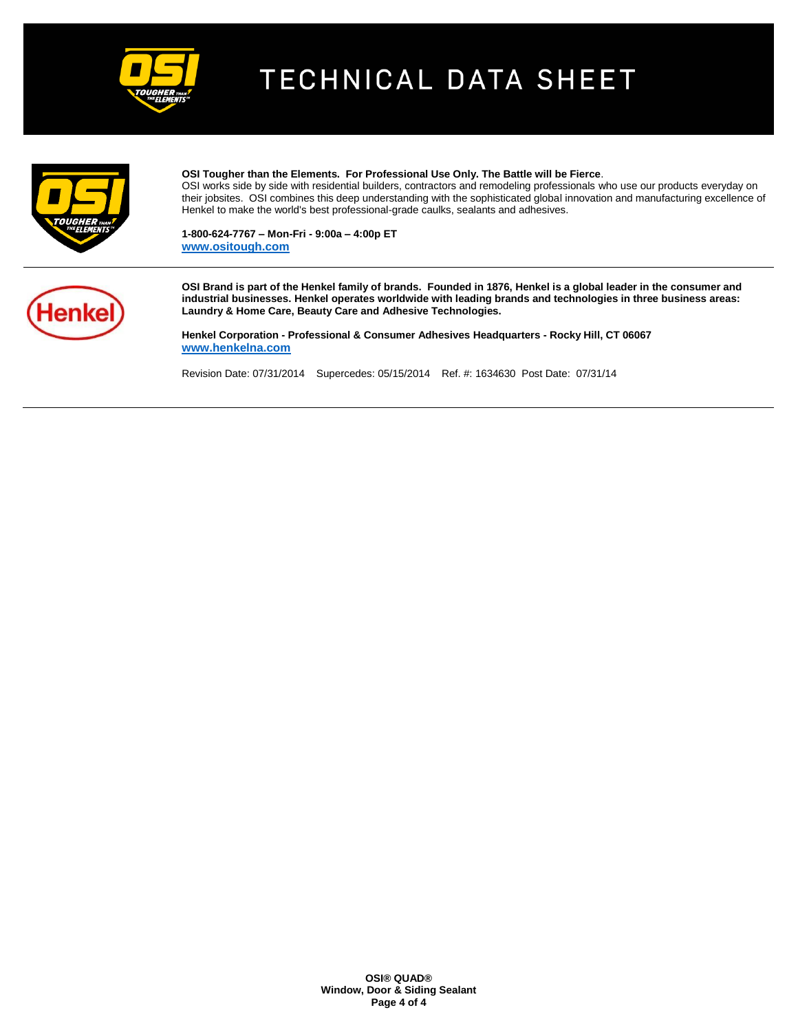# TECHNICAL DATA SHEET

**OSI Tougher than the Elements. For Professional Use Only. The Battle will be Fierce**.
OSI works side by side with residential builders, contractors and remodeling professionals who use our products everyday on their jobsites. OSI combines this deep understanding with the sophisticated global innovation and manufacturing excellence of Henkel to make the world's best professional-grade caulks, sealants and adhesives.

**1-800-624-7767 – Mon-Fri - 9:00a – 4:00p ET**
**www.ositough.com**

---

**OSI Brand is part of the Henkel family of brands. Founded in 1876, Henkel is a global leader in the consumer and industrial businesses. Henkel operates worldwide with leading brands and technologies in three business areas: Laundry & Home Care, Beauty Care and Adhesive Technologies.**

**Henkel Corporation - Professional & Consumer Adhesives Headquarters - Rocky Hill, CT 06067**
**www.henkelna.com**

Revision Date: 07/31/2014 Supercedes: 05/15/2014 Ref. #: 1634630 Post Date: 07/31/14